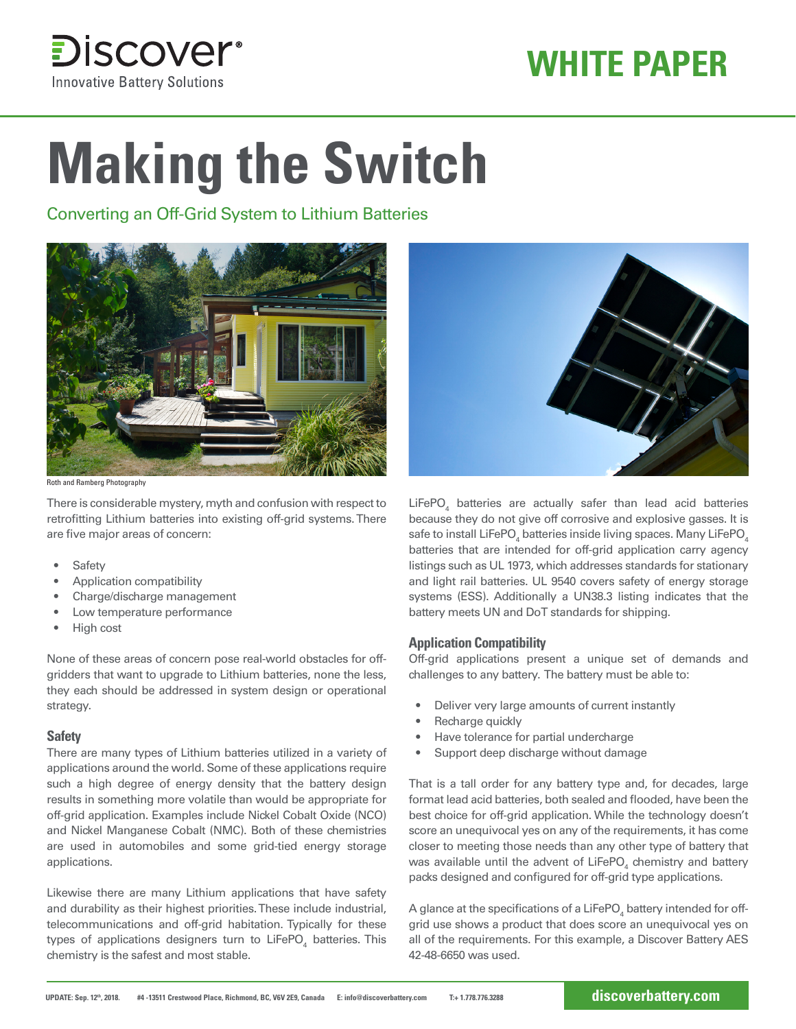# Making the Switch

## Converting an Off-Grid System to Lithium Batteries

Roth and Ramberg Photography

There is considerable mystery, myth and confusion with respect to retrofitting Lithium batteries into existing off-grid systems. There are five major areas of concern:

- Safety
- Application compatibility
- Charge/discharge management
- Low temperature performance
- High cost

None of these areas of concern pose real-world obstacles for off-gridders that want to upgrade to Lithium batteries, none the less, they each should be addressed in system design or operational strategy.

### Safety

There are many types of Lithium batteries utilized in a variety of applications around the world. Some of these applications require such a high degree of energy density that the battery design results in something more volatile than would be appropriate for off-grid application. Examples include Nickel Cobalt Oxide (NCO) and Nickel Manganese Cobalt (NMC). Both of these chemistries are used in automobiles and some grid-tied energy storage applications.

Likewise there are many Lithium applications that have safety and durability as their highest priorities. These include industrial, telecommunications and off-grid habitation. Typically for these types of applications designers turn to $LiFePO_4$ batteries. This chemistry is the safest and most stable.

$LiFePO_4$ batteries are actually safer than lead acid batteries because they do not give off corrosive and explosive gasses. It is safe to install $LiFePO_4$ batteries inside living spaces. Many $LiFePO_4$ batteries that are intended for off-grid application carry agency listings such as UL 1973, which addresses standards for stationary and light rail batteries. UL 9540 covers safety of energy storage systems (ESS). Additionally a UN38.3 listing indicates that the battery meets UN and DoT standards for shipping.

### Application Compatibility

Off-grid applications present a unique set of demands and challenges to any battery. The battery must be able to:

- Deliver very large amounts of current instantly
- Recharge quickly
- Have tolerance for partial undercharge
- Support deep discharge without damage

That is a tall order for any battery type and, for decades, large format lead acid batteries, both sealed and flooded, have been the best choice for off-grid application. While the technology doesn't score an unequivocal yes on any of the requirements, it has come closer to meeting those needs than any other type of battery that was available until the advent of $LiFePO_4$ chemistry and battery packs designed and configured for off-grid type applications.

A glance at the specifications of a $LiFePO_4$ battery intended for off-grid use shows a product that does score an unequivocal yes on all of the requirements. For this example, a Discover Battery AES 42-48-6650 was used.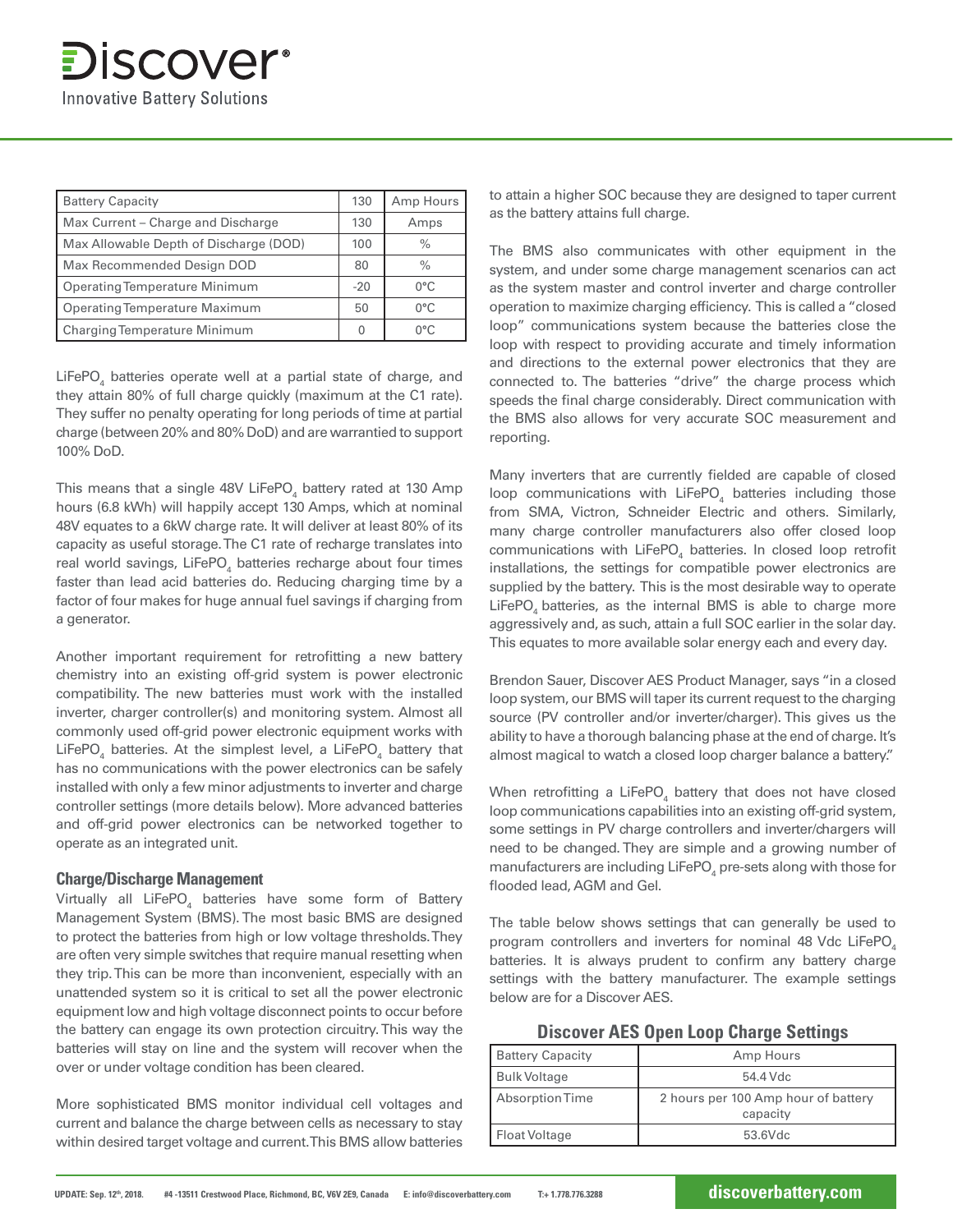| Battery Capacity | 130 | Amp Hours |
|---|---|---|
| Max Current – Charge and Discharge | 130 | Amps |
| Max Allowable Depth of Discharge (DOD) | 100 | % |
| Max Recommended Design DOD | 80 | % |
| Operating Temperature Minimum | -20 | 0°C |
| Operating Temperature Maximum | 50 | 0°C |
| Charging Temperature Minimum | 0 | 0°C |

$LiFePO_4$ batteries operate well at a partial state of charge, and they attain 80% of full charge quickly (maximum at the C1 rate). They suffer no penalty operating for long periods of time at partial charge (between 20% and 80% DoD) and are warrantied to support 100% DoD.

This means that a single 48V $LiFePO_4$ battery rated at 130 Amp hours (6.8 kWh) will happily accept 130 Amps, which at nominal 48V equates to a 6kW charge rate. It will deliver at least 80% of its capacity as useful storage. The C1 rate of recharge translates into real world savings, $LiFePO_4$ batteries recharge about four times faster than lead acid batteries do. Reducing charging time by a factor of four makes for huge annual fuel savings if charging from a generator.

Another important requirement for retrofitting a new battery chemistry into an existing off-grid system is power electronic compatibility. The new batteries must work with the installed inverter, charger controller(s) and monitoring system. Almost all commonly used off-grid power electronic equipment works with $LiFePO_4$ batteries. At the simplest level, a $LiFePO_4$ battery that has no communications with the power electronics can be safely installed with only a few minor adjustments to inverter and charge controller settings (more details below). More advanced batteries and off-grid power electronics can be networked together to operate as an integrated unit.

### Charge/Discharge Management

Virtually all $LiFePO_4$ batteries have some form of Battery Management System (BMS). The most basic BMS are designed to protect the batteries from high or low voltage thresholds. They are often very simple switches that require manual resetting when they trip. This can be more than inconvenient, especially with an unattended system so it is critical to set all the power electronic equipment low and high voltage disconnect points to occur before the battery can engage its own protection circuitry. This way the batteries will stay on line and the system will recover when the over or under voltage condition has been cleared.

More sophisticated BMS monitor individual cell voltages and current and balance the charge between cells as necessary to stay within desired target voltage and current. This BMS allow batteries to attain a higher SOC because they are designed to taper current as the battery attains full charge.

The BMS also communicates with other equipment in the system, and under some charge management scenarios can act as the system master and control inverter and charge controller operation to maximize charging efficiency. This is called a "closed loop" communications system because the batteries close the loop with respect to providing accurate and timely information and directions to the external power electronics that they are connected to. The batteries "drive" the charge process which speeds the final charge considerably. Direct communication with the BMS also allows for very accurate SOC measurement and reporting.

Many inverters that are currently fielded are capable of closed loop communications with $LiFePO_4$ batteries including those from SMA, Victron, Schneider Electric and others. Similarly, many charge controller manufacturers also offer closed loop communications with $LiFePO_4$ batteries. In closed loop retrofit installations, the settings for compatible power electronics are supplied by the battery. This is the most desirable way to operate $LiFePO_4$ batteries, as the internal BMS is able to charge more aggressively and, as such, attain a full SOC earlier in the solar day. This equates to more available solar energy each and every day.

Brendon Sauer, Discover AES Product Manager, says "in a closed loop system, our BMS will taper its current request to the charging source (PV controller and/or inverter/charger). This gives us the ability to have a thorough balancing phase at the end of charge. It's almost magical to watch a closed loop charger balance a battery."

When retrofitting a $LiFePO_4$ battery that does not have closed loop communications capabilities into an existing off-grid system, some settings in PV charge controllers and inverter/chargers will need to be changed. They are simple and a growing number of manufacturers are including $LiFePO_4$ pre-sets along with those for flooded lead, AGM and Gel.

The table below shows settings that can generally be used to program controllers and inverters for nominal 48 Vdc $LiFePO_4$ batteries. It is always prudent to confirm any battery charge settings with the battery manufacturer. The example settings below are for a Discover AES.

#### Discover AES Open Loop Charge Settings

| Battery Capacity | Amp Hours |
|---|---|
| Bulk Voltage | 54.4 Vdc |
| Absorption Time | 2 hours per 100 Amp hour of battery capacity |
| Float Voltage | 53.6Vdc |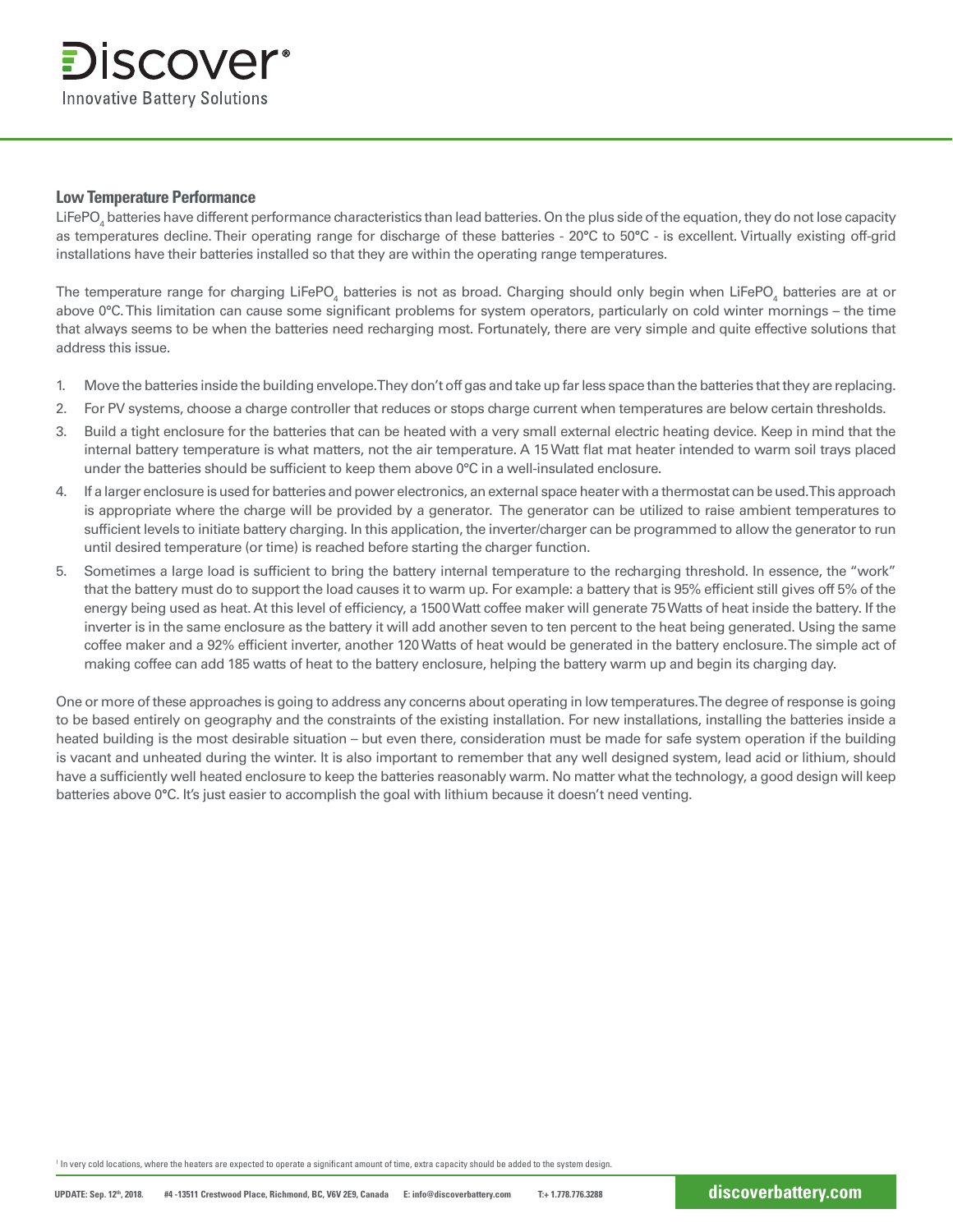## Low Temperature Performance

$LiFePO_4$ batteries have different performance characteristics than lead batteries. On the plus side of the equation, they do not lose capacity as temperatures decline. Their operating range for discharge of these batteries - 20°C to 50°C - is excellent. Virtually existing off-grid installations have their batteries installed so that they are within the operating range temperatures.

The temperature range for charging $LiFePO_4$ batteries is not as broad. Charging should only begin when $LiFePO_4$ batteries are at or above 0°C. This limitation can cause some significant problems for system operators, particularly on cold winter mornings – the time that always seems to be when the batteries need recharging most. Fortunately, there are very simple and quite effective solutions that address this issue.

1. Move the batteries inside the building envelope. They don't off gas and take up far less space than the batteries that they are replacing.
2. For PV systems, choose a charge controller that reduces or stops charge current when temperatures are below certain thresholds.
3. Build a tight enclosure for the batteries that can be heated with a very small external electric heating device. Keep in mind that the internal battery temperature is what matters, not the air temperature. A 15 Watt flat mat heater intended to warm soil trays placed under the batteries should be sufficient to keep them above 0°C in a well-insulated enclosure.
4. If a larger enclosure is used for batteries and power electronics, an external space heater with a thermostat can be used. This approach is appropriate where the charge will be provided by a generator. The generator can be utilized to raise ambient temperatures to sufficient levels to initiate battery charging. In this application, the inverter/charger can be programmed to allow the generator to run until desired temperature (or time) is reached before starting the charger function.
5. Sometimes a large load is sufficient to bring the battery internal temperature to the recharging threshold. In essence, the "work" that the battery must do to support the load causes it to warm up. For example: a battery that is 95% efficient still gives off 5% of the energy being used as heat. At this level of efficiency, a 1500 Watt coffee maker will generate 75 Watts of heat inside the battery. If the inverter is in the same enclosure as the battery it will add another seven to ten percent to the heat being generated. Using the same coffee maker and a 92% efficient inverter, another 120 Watts of heat would be generated in the battery enclosure. The simple act of making coffee can add 185 watts of heat to the battery enclosure, helping the battery warm up and begin its charging day.

One or more of these approaches is going to address any concerns about operating in low temperatures. The degree of response is going to be based entirely on geography and the constraints of the existing installation. For new installations, installing the batteries inside a heated building is the most desirable situation – but even there, consideration must be made for safe system operation if the building is vacant and unheated during the winter. It is also important to remember that any well designed system, lead acid or lithium, should have a sufficiently well heated enclosure to keep the batteries reasonably warm. No matter what the technology, a good design will keep batteries above 0°C. It's just easier to accomplish the goal with lithium because it doesn't need venting.

[1] In very cold locations, where the heaters are expected to operate a significant amount of time, extra capacity should be added to the system design.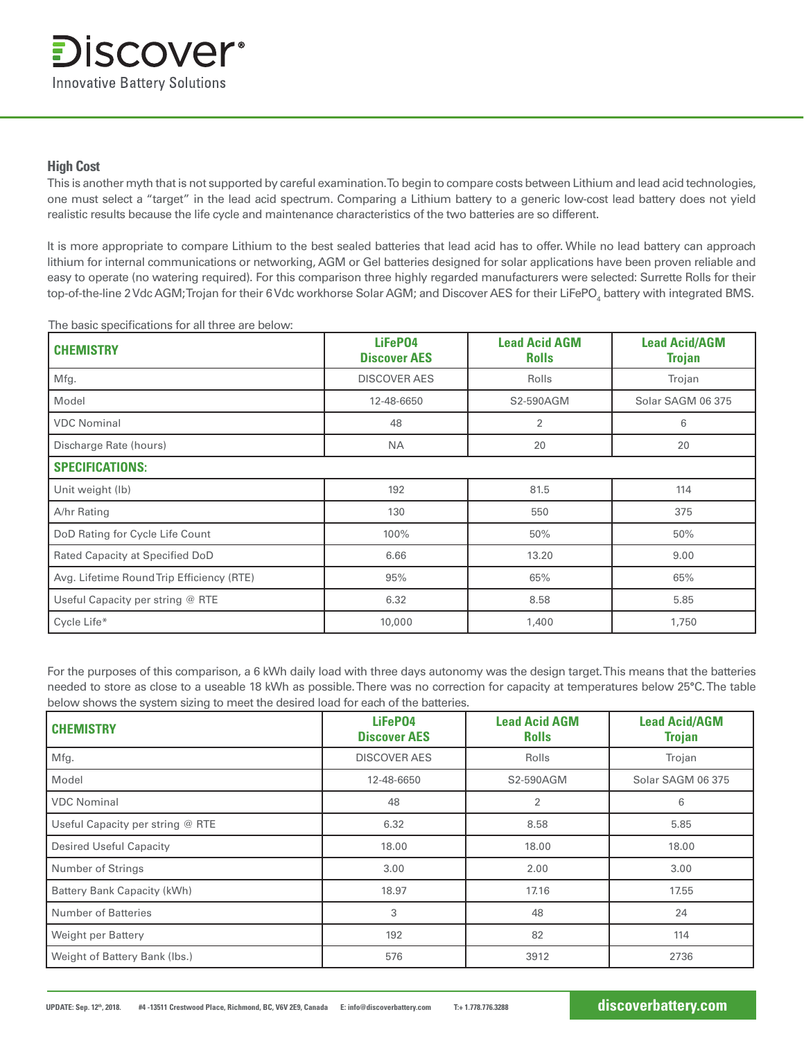## High Cost

This is another myth that is not supported by careful examination. To begin to compare costs between Lithium and lead acid technologies, one must select a "target" in the lead acid spectrum. Comparing a Lithium battery to a generic low-cost lead battery does not yield realistic results because the life cycle and maintenance characteristics of the two batteries are so different.

It is more appropriate to compare Lithium to the best sealed batteries that lead acid has to offer. While no lead battery can approach lithium for internal communications or networking, AGM or Gel batteries designed for solar applications have been proven reliable and easy to operate (no watering required). For this comparison three highly regarded manufacturers were selected: Surrette Rolls for their top-of-the-line 2 Vdc AGM; Trojan for their 6 Vdc workhorse Solar AGM; and Discover AES for their $LiFePO_4$ battery with integrated BMS.

The basic specifications for all three are below:

| CHEMISTRY | LiFePO4 Discover AES | Lead Acid AGM Rolls | Lead Acid/AGM Trojan |
|---|---|---|---|
| Mfg. | DISCOVER AES | Rolls | Trojan |
| Model | 12-48-6650 | S2-590AGM | Solar SAGM 06 375 |
| VDC Nominal | 48 | 2 | 6 |
| Discharge Rate (hours) | NA | 20 | 20 |
| **SPECIFICATIONS:** | | | |
| Unit weight (lb) | 192 | 81.5 | 114 |
| A/hr Rating | 130 | 550 | 375 |
| DoD Rating for Cycle Life Count | 100% | 50% | 50% |
| Rated Capacity at Specified DoD | 6.66 | 13.20 | 9.00 |
| Avg. Lifetime Round Trip Efficiency (RTE) | 95% | 65% | 65% |
| Useful Capacity per string @ RTE | 6.32 | 8.58 | 5.85 |
| Cycle Life* | 10,000 | 1,400 | 1,750 |

For the purposes of this comparison, a 6 kWh daily load with three days autonomy was the design target. This means that the batteries needed to store as close to a useable 18 kWh as possible. There was no correction for capacity at temperatures below 25°C. The table below shows the system sizing to meet the desired load for each of the batteries.

| CHEMISTRY | LiFePO4 Discover AES | Lead Acid AGM Rolls | Lead Acid/AGM Trojan |
|---|---|---|---|
| Mfg. | DISCOVER AES | Rolls | Trojan |
| Model | 12-48-6650 | S2-590AGM | Solar SAGM 06 375 |
| VDC Nominal | 48 | 2 | 6 |
| Useful Capacity per string @ RTE | 6.32 | 8.58 | 5.85 |
| Desired Useful Capacity | 18.00 | 18.00 | 18.00 |
| Number of Strings | 3.00 | 2.00 | 3.00 |
| Battery Bank Capacity (kWh) | 18.97 | 17.16 | 17.55 |
| Number of Batteries | 3 | 48 | 24 |
| Weight per Battery | 192 | 82 | 114 |
| Weight of Battery Bank (lbs.) | 576 | 3912 | 2736 |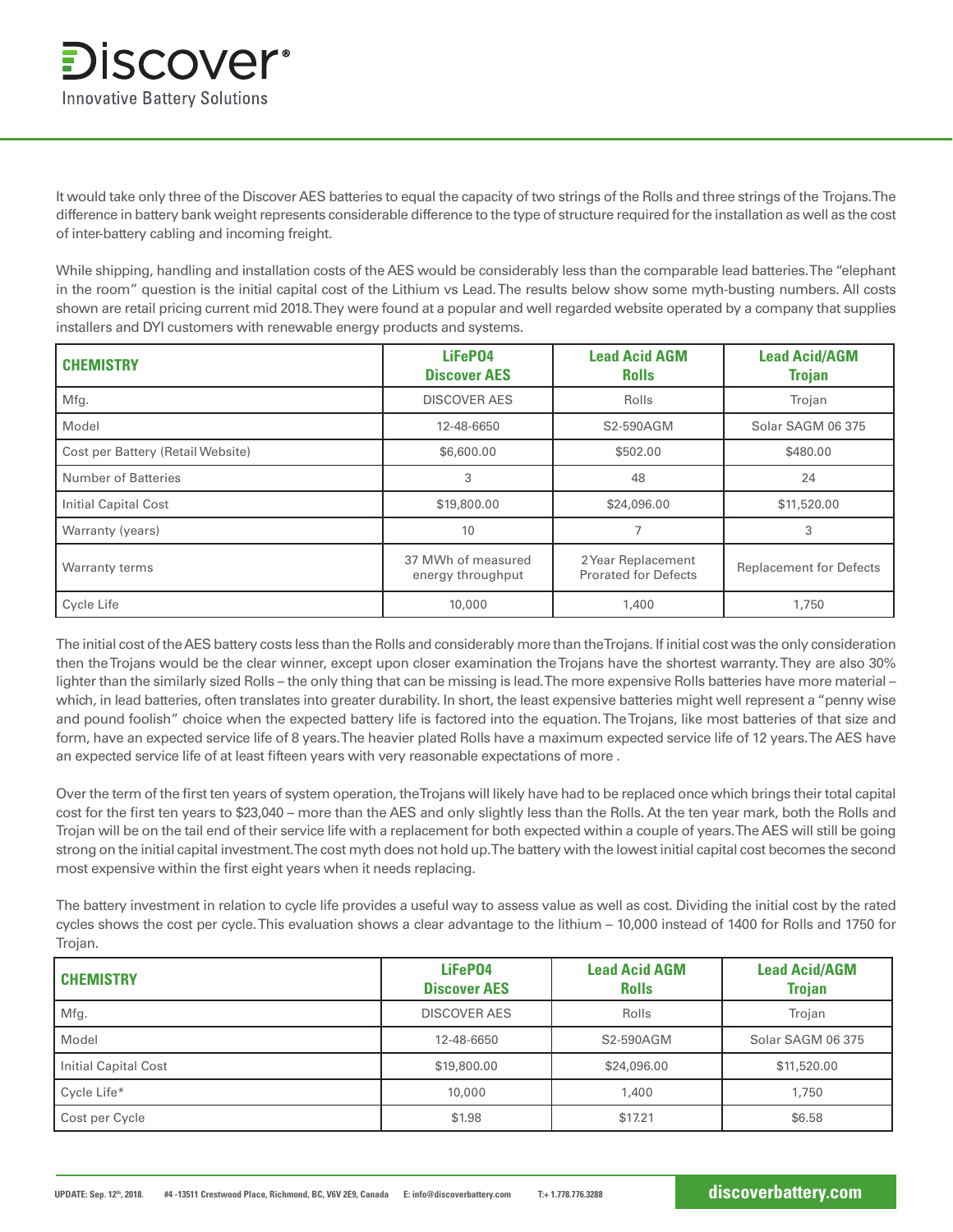It would take only three of the Discover AES batteries to equal the capacity of two strings of the Rolls and three strings of the Trojans. The difference in battery bank weight represents considerable difference to the type of structure required for the installation as well as the cost of inter-battery cabling and incoming freight.

While shipping, handling and installation costs of the AES would be considerably less than the comparable lead batteries. The "elephant in the room" question is the initial capital cost of the Lithium vs Lead. The results below show some myth-busting numbers. All costs shown are retail pricing current mid 2018. They were found at a popular and well regarded website operated by a company that supplies installers and DYI customers with renewable energy products and systems.

| CHEMISTRY | LiFePO4 Discover AES | Lead Acid AGM Rolls | Lead Acid/AGM Trojan |
|---|---|---|---|
| Mfg. | DISCOVER AES | Rolls | Trojan |
| Model | 12-48-6650 | S2-590AGM | Solar SAGM 06 375 |
| Cost per Battery (Retail Website) | $6,600.00 | $502.00 | $480.00 |
| Number of Batteries | 3 | 48 | 24 |
| Initial Capital Cost | $19,800.00 | $24,096.00 | $11,520.00 |
| Warranty (years) | 10 | 7 | 3 |
| Warranty terms | 37 MWh of measured energy throughput | 2 Year Replacement Prorated for Defects | Replacement for Defects |
| Cycle Life | 10,000 | 1,400 | 1,750 |

The initial cost of the AES battery costs less than the Rolls and considerably more than the Trojans. If initial cost was the only consideration then the Trojans would be the clear winner, except upon closer examination the Trojans have the shortest warranty. They are also 30% lighter than the similarly sized Rolls – the only thing that can be missing is lead. The more expensive Rolls batteries have more material – which, in lead batteries, often translates into greater durability. In short, the least expensive batteries might well represent a "penny wise and pound foolish" choice when the expected battery life is factored into the equation. The Trojans, like most batteries of that size and form, have an expected service life of 8 years. The heavier plated Rolls have a maximum expected service life of 12 years. The AES have an expected service life of at least fifteen years with very reasonable expectations of more .

Over the term of the first ten years of system operation, the Trojans will likely have had to be replaced once which brings their total capital cost for the first ten years to $23,040 – more than the AES and only slightly less than the Rolls. At the ten year mark, both the Rolls and Trojan will be on the tail end of their service life with a replacement for both expected within a couple of years. The AES will still be going strong on the initial capital investment. The cost myth does not hold up. The battery with the lowest initial capital cost becomes the second most expensive within the first eight years when it needs replacing.

The battery investment in relation to cycle life provides a useful way to assess value as well as cost. Dividing the initial cost by the rated cycles shows the cost per cycle. This evaluation shows a clear advantage to the lithium – 10,000 instead of 1400 for Rolls and 1750 for Trojan.

| CHEMISTRY | LiFePO4 Discover AES | Lead Acid AGM Rolls | Lead Acid/AGM Trojan |
|---|---|---|---|
| Mfg. | DISCOVER AES | Rolls | Trojan |
| Model | 12-48-6650 | S2-590AGM | Solar SAGM 06 375 |
| Initial Capital Cost | $19,800.00 | $24,096.00 | $11,520.00 |
| Cycle Life* | 10,000 | 1,400 | 1,750 |
| Cost per Cycle | $1.98 | $17.21 | $6.58 |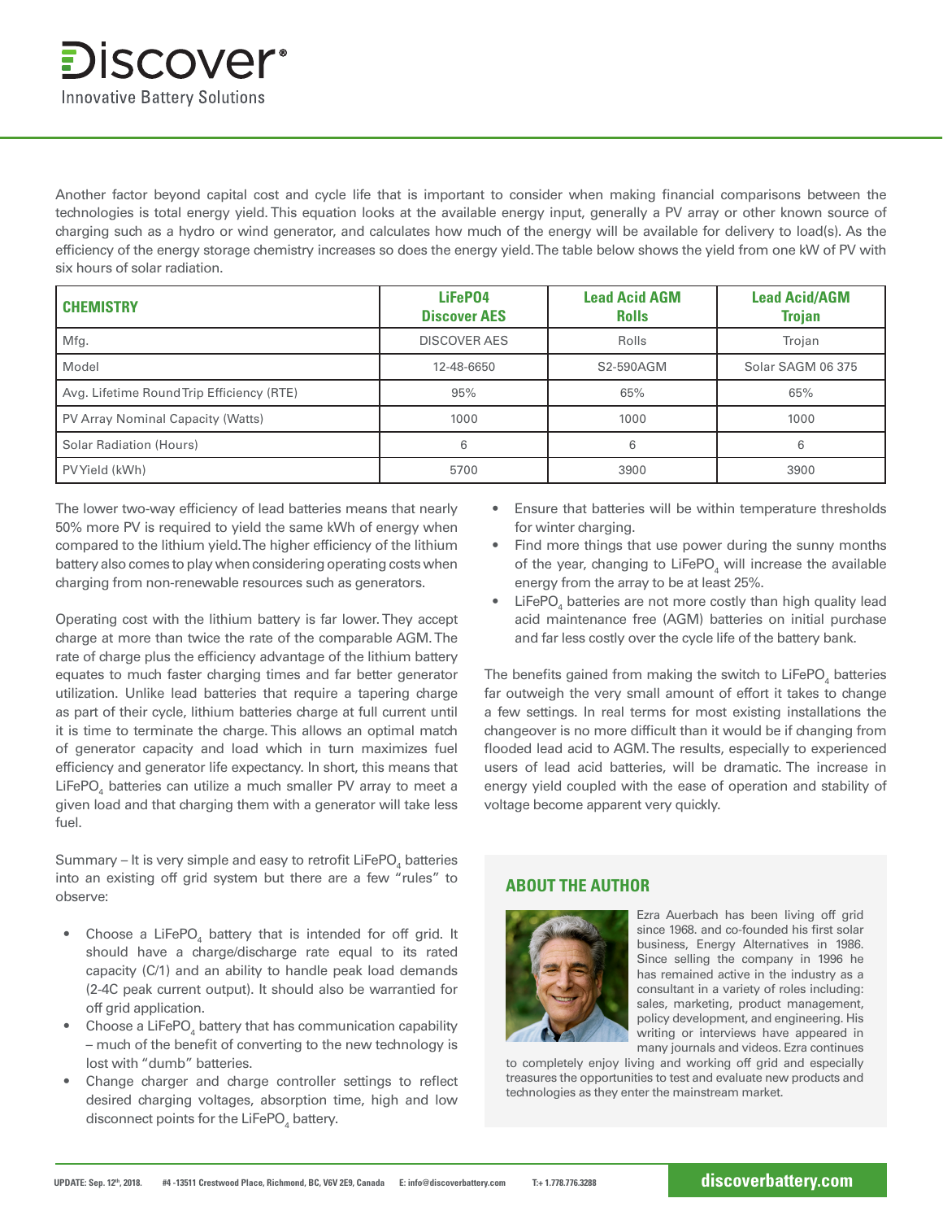Another factor beyond capital cost and cycle life that is important to consider when making financial comparisons between the technologies is total energy yield. This equation looks at the available energy input, generally a PV array or other known source of charging such as a hydro or wind generator, and calculates how much of the energy will be available for delivery to load(s). As the efficiency of the energy storage chemistry increases so does the energy yield. The table below shows the yield from one kW of PV with six hours of solar radiation.

| CHEMISTRY | LiFePO4 Discover AES | Lead Acid AGM Rolls | Lead Acid/AGM Trojan |
|---|---|---|---|
| Mfg. | DISCOVER AES | Rolls | Trojan |
| Model | 12-48-6650 | S2-590AGM | Solar SAGM 06 375 |
| Avg. Lifetime Round Trip Efficiency (RTE) | 95% | 65% | 65% |
| PV Array Nominal Capacity (Watts) | 1000 | 1000 | 1000 |
| Solar Radiation (Hours) | 6 | 6 | 6 |
| PV Yield (kWh) | 5700 | 3900 | 3900 |

The lower two-way efficiency of lead batteries means that nearly 50% more PV is required to yield the same kWh of energy when compared to the lithium yield. The higher efficiency of the lithium battery also comes to play when considering operating costs when charging from non-renewable resources such as generators.

Operating cost with the lithium battery is far lower. They accept charge at more than twice the rate of the comparable AGM. The rate of charge plus the efficiency advantage of the lithium battery equates to much faster charging times and far better generator utilization. Unlike lead batteries that require a tapering charge as part of their cycle, lithium batteries charge at full current until it is time to terminate the charge. This allows an optimal match of generator capacity and load which in turn maximizes fuel efficiency and generator life expectancy. In short, this means that $LiFePO_4$ batteries can utilize a much smaller PV array to meet a given load and that charging them with a generator will take less fuel.

Summary – It is very simple and easy to retrofit $LiFePO_4$ batteries into an existing off grid system but there are a few "rules" to observe:

- Choose a $LiFePO_4$ battery that is intended for off grid. It should have a charge/discharge rate equal to its rated capacity (C/1) and an ability to handle peak load demands (2-4C peak current output). It should also be warrantied for off grid application.
- Choose a $LiFePO_4$ battery that has communication capability – much of the benefit of converting to the new technology is lost with "dumb" batteries.
- Change charger and charge controller settings to reflect desired charging voltages, absorption time, high and low disconnect points for the $LiFePO_4$ battery.
- Ensure that batteries will be within temperature thresholds for winter charging.
- Find more things that use power during the sunny months of the year, changing to $LiFePO_4$ will increase the available energy from the array to be at least 25%.
- $LiFePO_4$ batteries are not more costly than high quality lead acid maintenance free (AGM) batteries on initial purchase and far less costly over the cycle life of the battery bank.

The benefits gained from making the switch to $LiFePO_4$ batteries far outweigh the very small amount of effort it takes to change a few settings. In real terms for most existing installations the changeover is no more difficult than it would be if changing from flooded lead acid to AGM. The results, especially to experienced users of lead acid batteries, will be dramatic. The increase in energy yield coupled with the ease of operation and stability of voltage become apparent very quickly.

## ABOUT THE AUTHOR

Ezra Auerbach has been living off grid since 1968. and co-founded his first solar business, Energy Alternatives in 1986. Since selling the company in 1996 he has remained active in the industry as a consultant in a variety of roles including: sales, marketing, product management, policy development, and engineering. His writing or interviews have appeared in many journals and videos. Ezra continues to completely enjoy living and working off grid and especially treasures the opportunities to test and evaluate new products and technologies as they enter the mainstream market.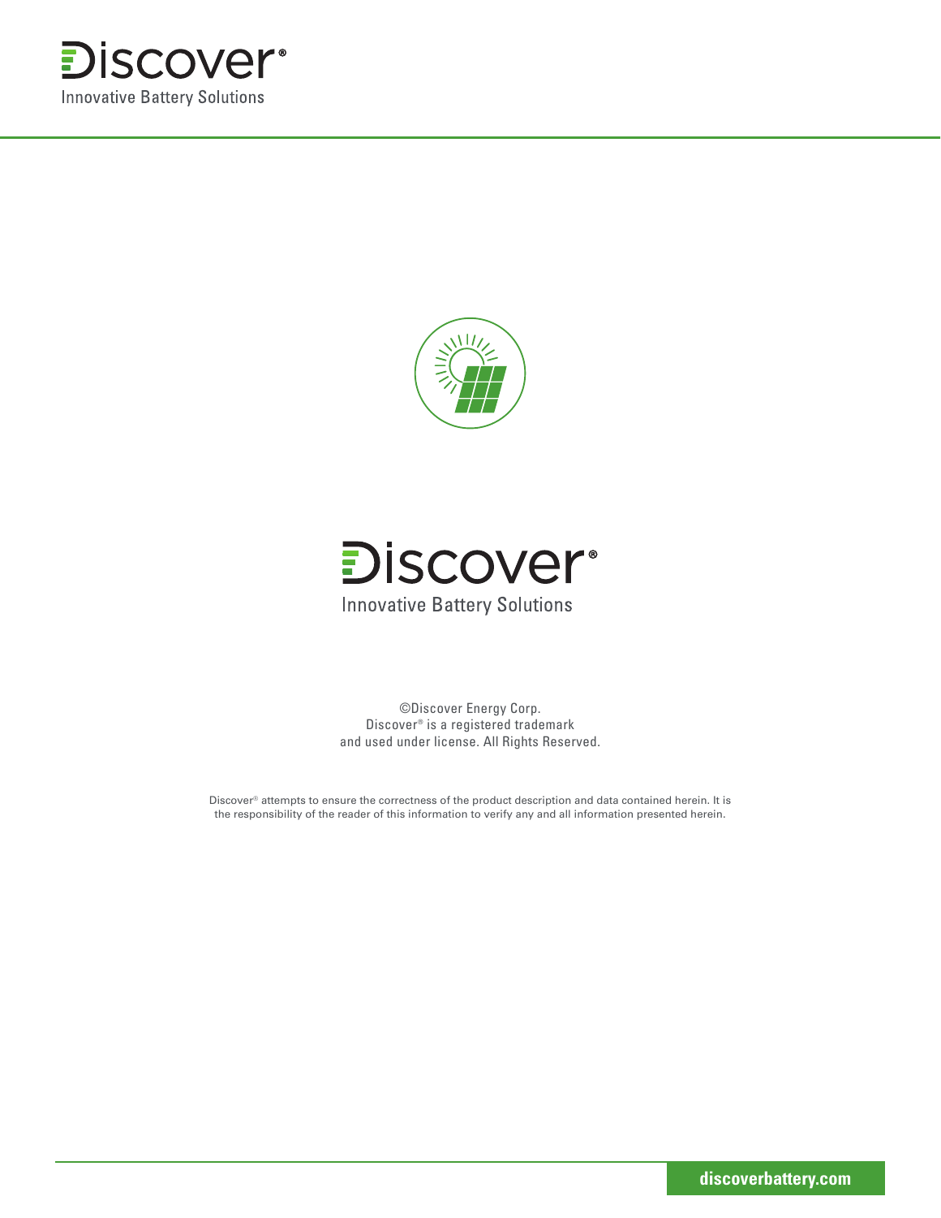Discover®

Innovative Battery Solutions

Discover®

Innovative Battery Solutions

©Discover Energy Corp.
Discover® is a registered trademark
and used under license. All Rights Reserved.

Discover® attempts to ensure the correctness of the product description and data contained herein. It is the responsibility of the reader of this information to verify any and all information presented herein.

**discoverbattery.com**